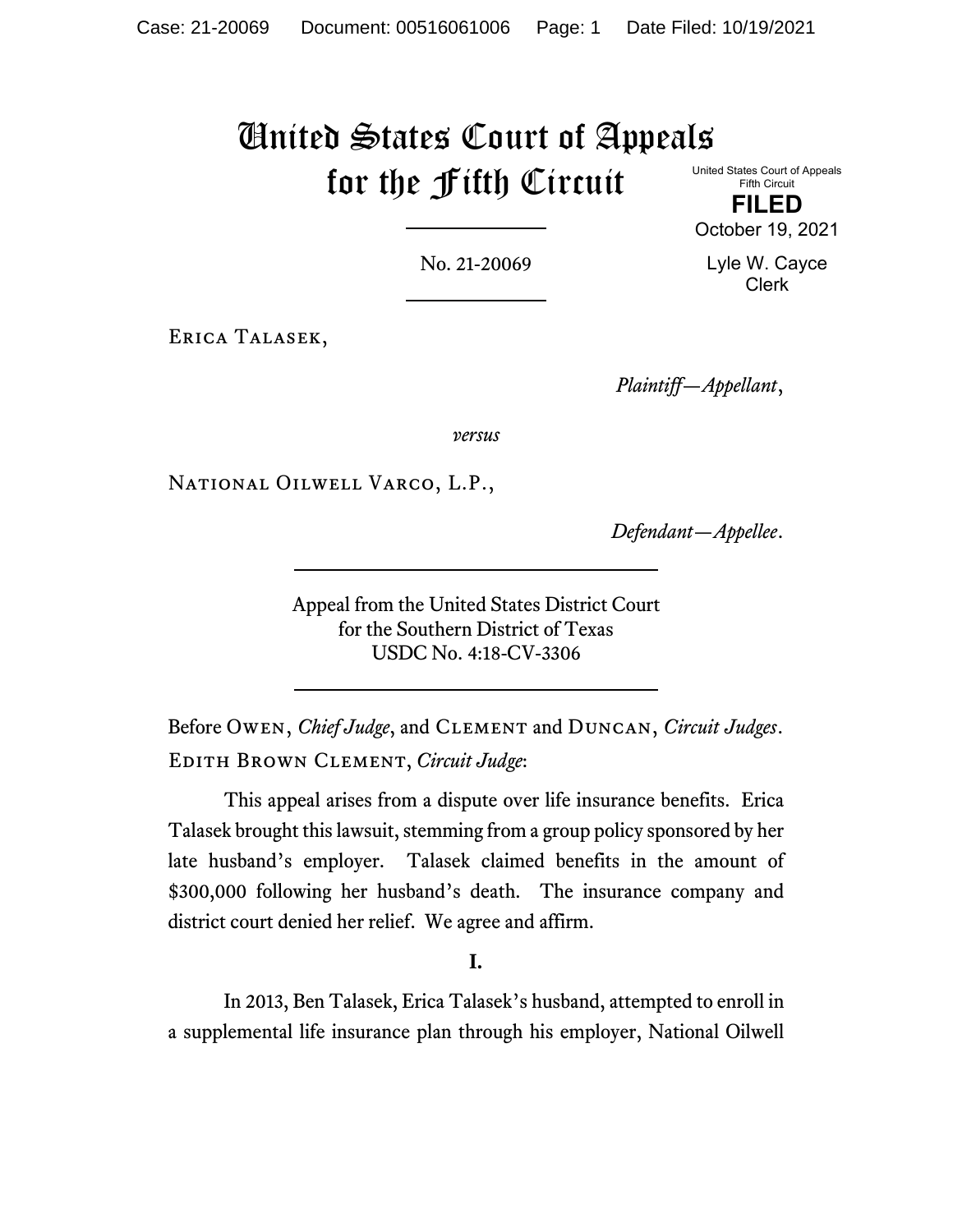# United States Court of Appeals for the Fifth Circuit

United States Court of Appeals
Fifth Circuit

**FILED**

October 19, 2021

Lyle W. Cayce
Clerk

No. 21-20069

Erica Talasek,

*Plaintiff—Appellant*,

*versus*

National Oilwell Varco, L.P.,

*Defendant—Appellee*.

Appeal from the United States District Court
for the Southern District of Texas
USDC No. 4:18-CV-3306

Before Owen, *Chief Judge*, and Clement and Duncan, *Circuit Judges*.

Edith Brown Clement, *Circuit Judge*:

This appeal arises from a dispute over life insurance benefits. Erica Talasek brought this lawsuit, stemming from a group policy sponsored by her late husband's employer. Talasek claimed benefits in the amount of $300,000 following her husband's death. The insurance company and district court denied her relief. We agree and affirm.

**I.**

In 2013, Ben Talasek, Erica Talasek's husband, attempted to enroll in a supplemental life insurance plan through his employer, National Oilwell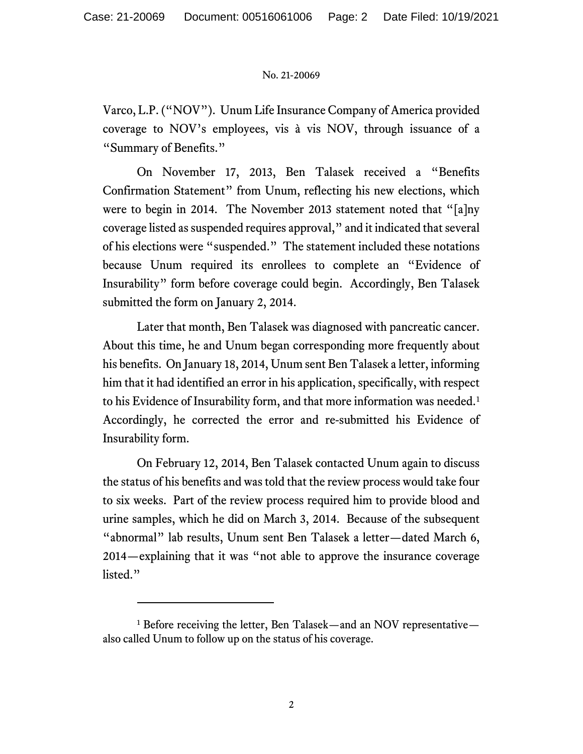Varco, L.P. ("NOV"). Unum Life Insurance Company of America provided coverage to NOV's employees, vis à vis NOV, through issuance of a "Summary of Benefits."

On November 17, 2013, Ben Talasek received a "Benefits Confirmation Statement" from Unum, reflecting his new elections, which were to begin in 2014. The November 2013 statement noted that "[a]ny coverage listed as suspended requires approval," and it indicated that several of his elections were "suspended." The statement included these notations because Unum required its enrollees to complete an "Evidence of Insurability" form before coverage could begin. Accordingly, Ben Talasek submitted the form on January 2, 2014.

Later that month, Ben Talasek was diagnosed with pancreatic cancer. About this time, he and Unum began corresponding more frequently about his benefits. On January 18, 2014, Unum sent Ben Talasek a letter, informing him that it had identified an error in his application, specifically, with respect to his Evidence of Insurability form, and that more information was needed.[1] Accordingly, he corrected the error and re-submitted his Evidence of Insurability form.

On February 12, 2014, Ben Talasek contacted Unum again to discuss the status of his benefits and was told that the review process would take four to six weeks. Part of the review process required him to provide blood and urine samples, which he did on March 3, 2014. Because of the subsequent "abnormal" lab results, Unum sent Ben Talasek a letter—dated March 6, 2014—explaining that it was "not able to approve the insurance coverage listed."

---

[1] Before receiving the letter, Ben Talasek—and an NOV representative—also called Unum to follow up on the status of his coverage.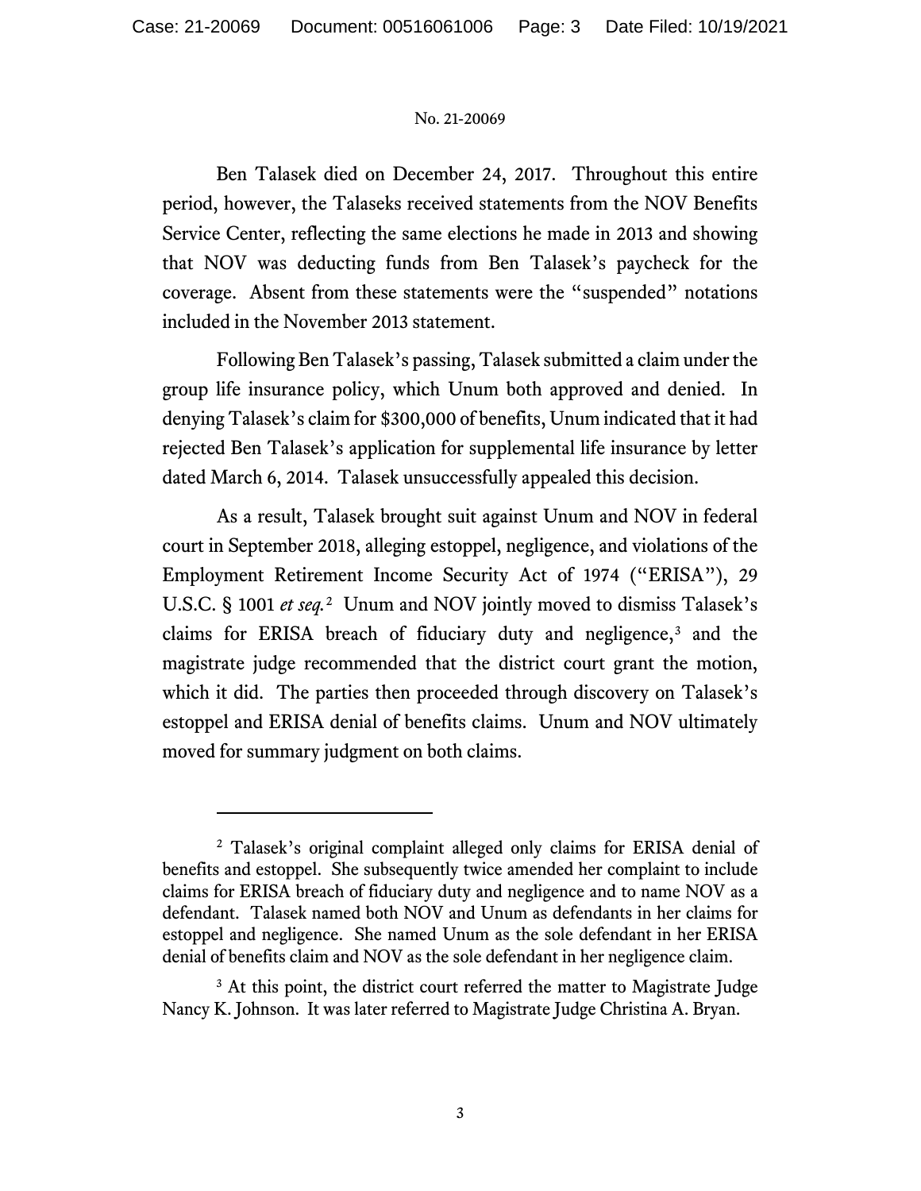Ben Talasek died on December 24, 2017. Throughout this entire period, however, the Talaseks received statements from the NOV Benefits Service Center, reflecting the same elections he made in 2013 and showing that NOV was deducting funds from Ben Talasek's paycheck for the coverage. Absent from these statements were the "suspended" notations included in the November 2013 statement.

Following Ben Talasek's passing, Talasek submitted a claim under the group life insurance policy, which Unum both approved and denied. In denying Talasek's claim for $300,000 of benefits, Unum indicated that it had rejected Ben Talasek's application for supplemental life insurance by letter dated March 6, 2014. Talasek unsuccessfully appealed this decision.

As a result, Talasek brought suit against Unum and NOV in federal court in September 2018, alleging estoppel, negligence, and violations of the Employment Retirement Income Security Act of 1974 ("ERISA"), 29 U.S.C. § 1001 *et seq.*[2] Unum and NOV jointly moved to dismiss Talasek's claims for ERISA breach of fiduciary duty and negligence,[3] and the magistrate judge recommended that the district court grant the motion, which it did. The parties then proceeded through discovery on Talasek's estoppel and ERISA denial of benefits claims. Unum and NOV ultimately moved for summary judgment on both claims.

---

[2] Talasek's original complaint alleged only claims for ERISA denial of benefits and estoppel. She subsequently twice amended her complaint to include claims for ERISA breach of fiduciary duty and negligence and to name NOV as a defendant. Talasek named both NOV and Unum as defendants in her claims for estoppel and negligence. She named Unum as the sole defendant in her ERISA denial of benefits claim and NOV as the sole defendant in her negligence claim.

[3] At this point, the district court referred the matter to Magistrate Judge Nancy K. Johnson. It was later referred to Magistrate Judge Christina A. Bryan.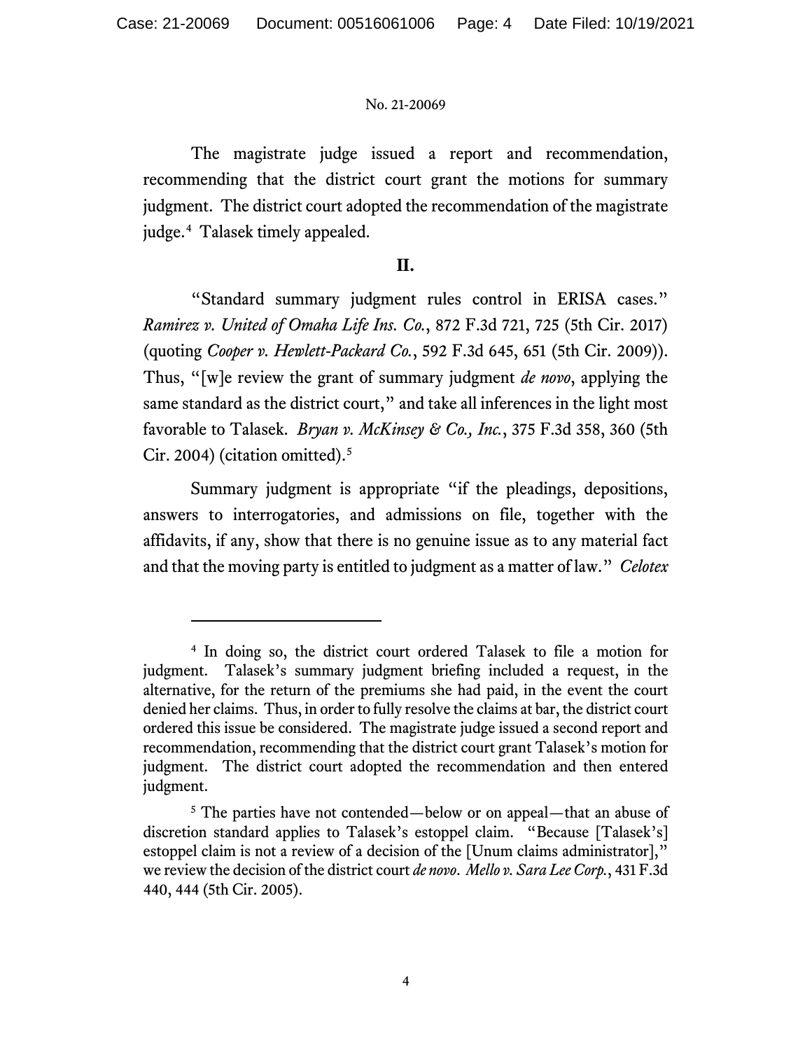The magistrate judge issued a report and recommendation, recommending that the district court grant the motions for summary judgment. The district court adopted the recommendation of the magistrate judge.[4] Talasek timely appealed.

## II.

"Standard summary judgment rules control in ERISA cases." *Ramirez v. United of Omaha Life Ins. Co.*, 872 F.3d 721, 725 (5th Cir. 2017) (quoting *Cooper v. Hewlett-Packard Co.*, 592 F.3d 645, 651 (5th Cir. 2009)). Thus, "[w]e review the grant of summary judgment *de novo*, applying the same standard as the district court," and take all inferences in the light most favorable to Talasek. *Bryan v. McKinsey & Co., Inc.*, 375 F.3d 358, 360 (5th Cir. 2004) (citation omitted).[5]

Summary judgment is appropriate "if the pleadings, depositions, answers to interrogatories, and admissions on file, together with the affidavits, if any, show that there is no genuine issue as to any material fact and that the moving party is entitled to judgment as a matter of law." *Celotex*

---

[4] In doing so, the district court ordered Talasek to file a motion for judgment. Talasek's summary judgment briefing included a request, in the alternative, for the return of the premiums she had paid, in the event the court denied her claims. Thus, in order to fully resolve the claims at bar, the district court ordered this issue be considered. The magistrate judge issued a second report and recommendation, recommending that the district court grant Talasek's motion for judgment. The district court adopted the recommendation and then entered judgment.

[5] The parties have not contended—below or on appeal—that an abuse of discretion standard applies to Talasek's estoppel claim. "Because [Talasek's] estoppel claim is not a review of a decision of the [Unum claims administrator]," we review the decision of the district court *de novo*. *Mello v. Sara Lee Corp.*, 431 F.3d 440, 444 (5th Cir. 2005).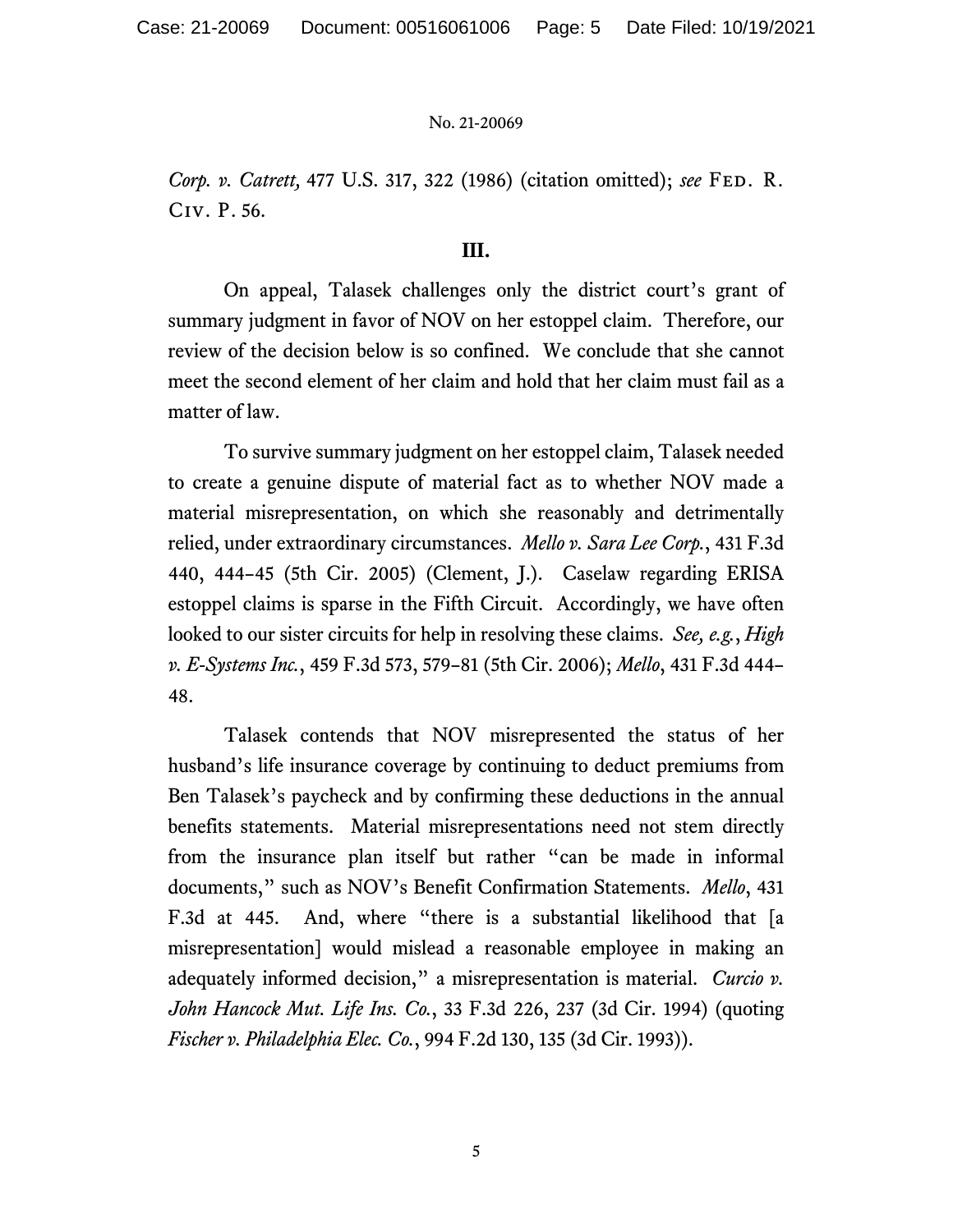*Corp. v. Catrett,* 477 U.S. 317, 322 (1986) (citation omitted); *see* FED. R. CIV. P. 56.

## III.

On appeal, Talasek challenges only the district court's grant of summary judgment in favor of NOV on her estoppel claim. Therefore, our review of the decision below is so confined. We conclude that she cannot meet the second element of her claim and hold that her claim must fail as a matter of law.

To survive summary judgment on her estoppel claim, Talasek needed to create a genuine dispute of material fact as to whether NOV made a material misrepresentation, on which she reasonably and detrimentally relied, under extraordinary circumstances. *Mello v. Sara Lee Corp.*, 431 F.3d 440, 444–45 (5th Cir. 2005) (Clement, J.). Caselaw regarding ERISA estoppel claims is sparse in the Fifth Circuit. Accordingly, we have often looked to our sister circuits for help in resolving these claims. *See, e.g.*, *High v. E-Systems Inc.*, 459 F.3d 573, 579–81 (5th Cir. 2006); *Mello*, 431 F.3d 444–48.

Talasek contends that NOV misrepresented the status of her husband's life insurance coverage by continuing to deduct premiums from Ben Talasek's paycheck and by confirming these deductions in the annual benefits statements. Material misrepresentations need not stem directly from the insurance plan itself but rather "can be made in informal documents," such as NOV's Benefit Confirmation Statements. *Mello*, 431 F.3d at 445. And, where "there is a substantial likelihood that [a misrepresentation] would mislead a reasonable employee in making an adequately informed decision," a misrepresentation is material. *Curcio v. John Hancock Mut. Life Ins. Co.*, 33 F.3d 226, 237 (3d Cir. 1994) (quoting *Fischer v. Philadelphia Elec. Co.*, 994 F.2d 130, 135 (3d Cir. 1993)).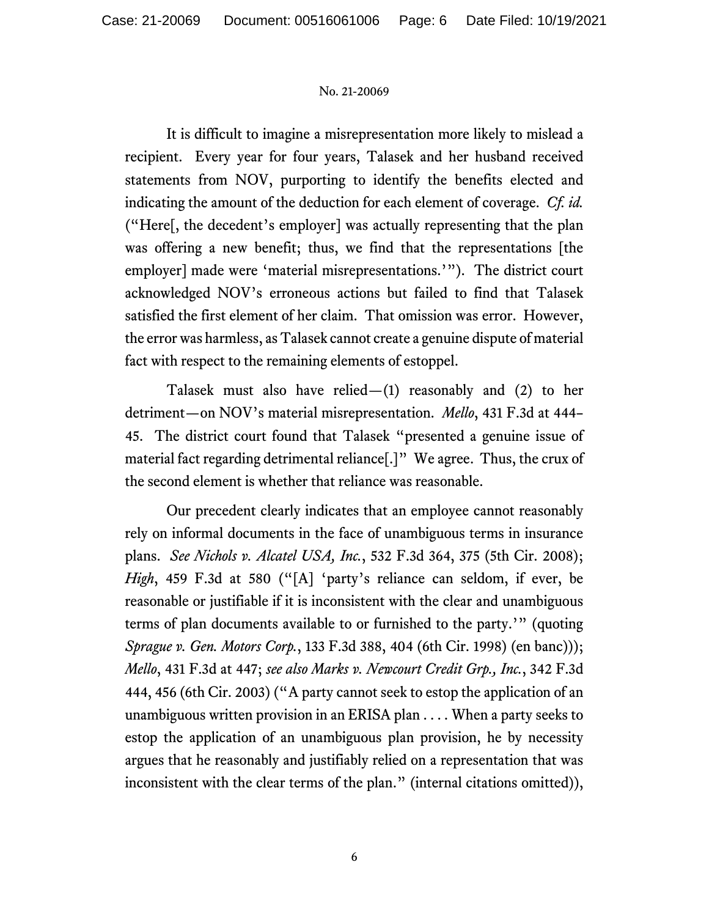It is difficult to imagine a misrepresentation more likely to mislead a recipient. Every year for four years, Talasek and her husband received statements from NOV, purporting to identify the benefits elected and indicating the amount of the deduction for each element of coverage. *Cf. id.* ("Here[, the decedent's employer] was actually representing that the plan was offering a new benefit; thus, we find that the representations [the employer] made were 'material misrepresentations.'"). The district court acknowledged NOV's erroneous actions but failed to find that Talasek satisfied the first element of her claim. That omission was error. However, the error was harmless, as Talasek cannot create a genuine dispute of material fact with respect to the remaining elements of estoppel.

Talasek must also have relied—(1) reasonably and (2) to her detriment—on NOV's material misrepresentation. *Mello*, 431 F.3d at 444–45. The district court found that Talasek "presented a genuine issue of material fact regarding detrimental reliance[.]" We agree. Thus, the crux of the second element is whether that reliance was reasonable.

Our precedent clearly indicates that an employee cannot reasonably rely on informal documents in the face of unambiguous terms in insurance plans. *See Nichols v. Alcatel USA, Inc.*, 532 F.3d 364, 375 (5th Cir. 2008); *High*, 459 F.3d at 580 ("[A] 'party's reliance can seldom, if ever, be reasonable or justifiable if it is inconsistent with the clear and unambiguous terms of plan documents available to or furnished to the party.'" (quoting *Sprague v. Gen. Motors Corp.*, 133 F.3d 388, 404 (6th Cir. 1998) (en banc))); *Mello*, 431 F.3d at 447; *see also Marks v. Newcourt Credit Grp., Inc.*, 342 F.3d 444, 456 (6th Cir. 2003) ("A party cannot seek to estop the application of an unambiguous written provision in an ERISA plan . . . . When a party seeks to estop the application of an unambiguous plan provision, he by necessity argues that he reasonably and justifiably relied on a representation that was inconsistent with the clear terms of the plan." (internal citations omitted)),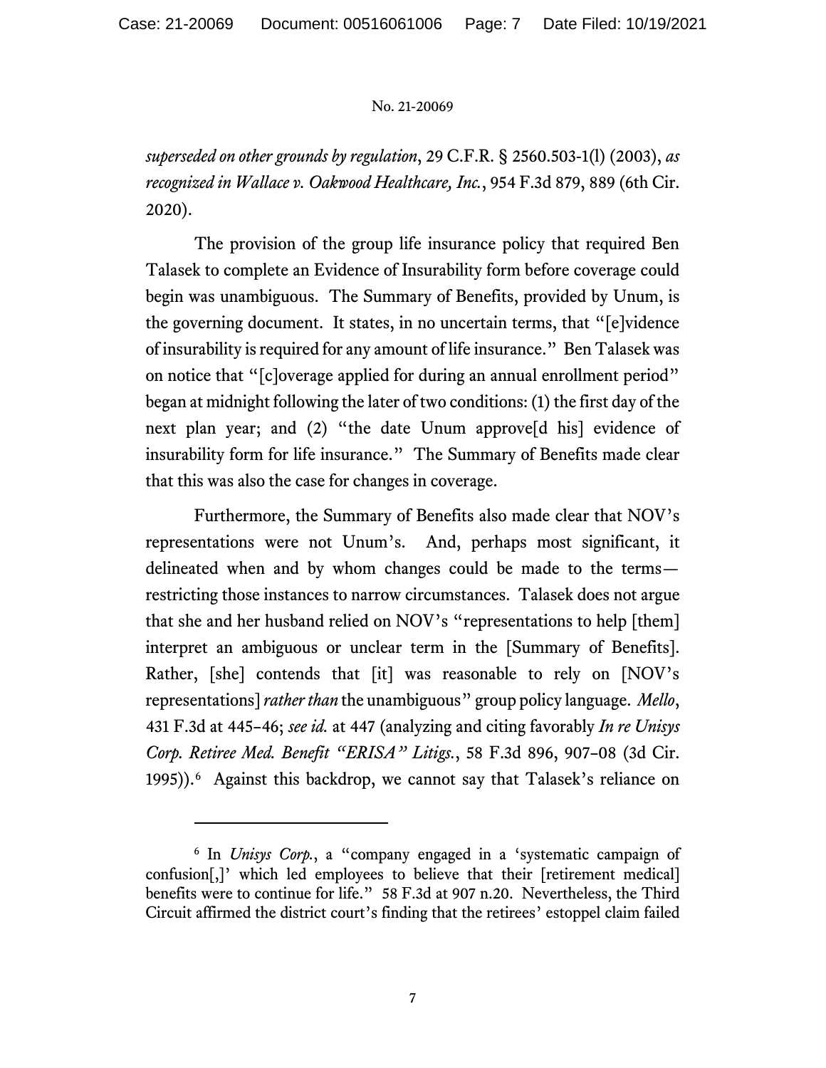*superseded on other grounds by regulation*, 29 C.F.R. § 2560.503-1(l) (2003), *as recognized in Wallace v. Oakwood Healthcare, Inc.*, 954 F.3d 879, 889 (6th Cir. 2020).

The provision of the group life insurance policy that required Ben Talasek to complete an Evidence of Insurability form before coverage could begin was unambiguous. The Summary of Benefits, provided by Unum, is the governing document. It states, in no uncertain terms, that "[e]vidence of insurability is required for any amount of life insurance." Ben Talasek was on notice that "[c]overage applied for during an annual enrollment period" began at midnight following the later of two conditions: (1) the first day of the next plan year; and (2) "the date Unum approve[d his] evidence of insurability form for life insurance." The Summary of Benefits made clear that this was also the case for changes in coverage.

Furthermore, the Summary of Benefits also made clear that NOV's representations were not Unum's. And, perhaps most significant, it delineated when and by whom changes could be made to the terms—restricting those instances to narrow circumstances. Talasek does not argue that she and her husband relied on NOV's "representations to help [them] interpret an ambiguous or unclear term in the [Summary of Benefits]. Rather, [she] contends that [it] was reasonable to rely on [NOV's representations] *rather than* the unambiguous" group policy language. *Mello*, 431 F.3d at 445–46; *see id.* at 447 (analyzing and citing favorably *In re Unisys Corp. Retiree Med. Benefit "ERISA" Litigs.*, 58 F.3d 896, 907–08 (3d Cir. 1995)).[6] Against this backdrop, we cannot say that Talasek's reliance on

[6] In *Unisys Corp.*, a "company engaged in a 'systematic campaign of confusion[,]' which led employees to believe that their [retirement medical] benefits were to continue for life." 58 F.3d at 907 n.20. Nevertheless, the Third Circuit affirmed the district court's finding that the retirees' estoppel claim failed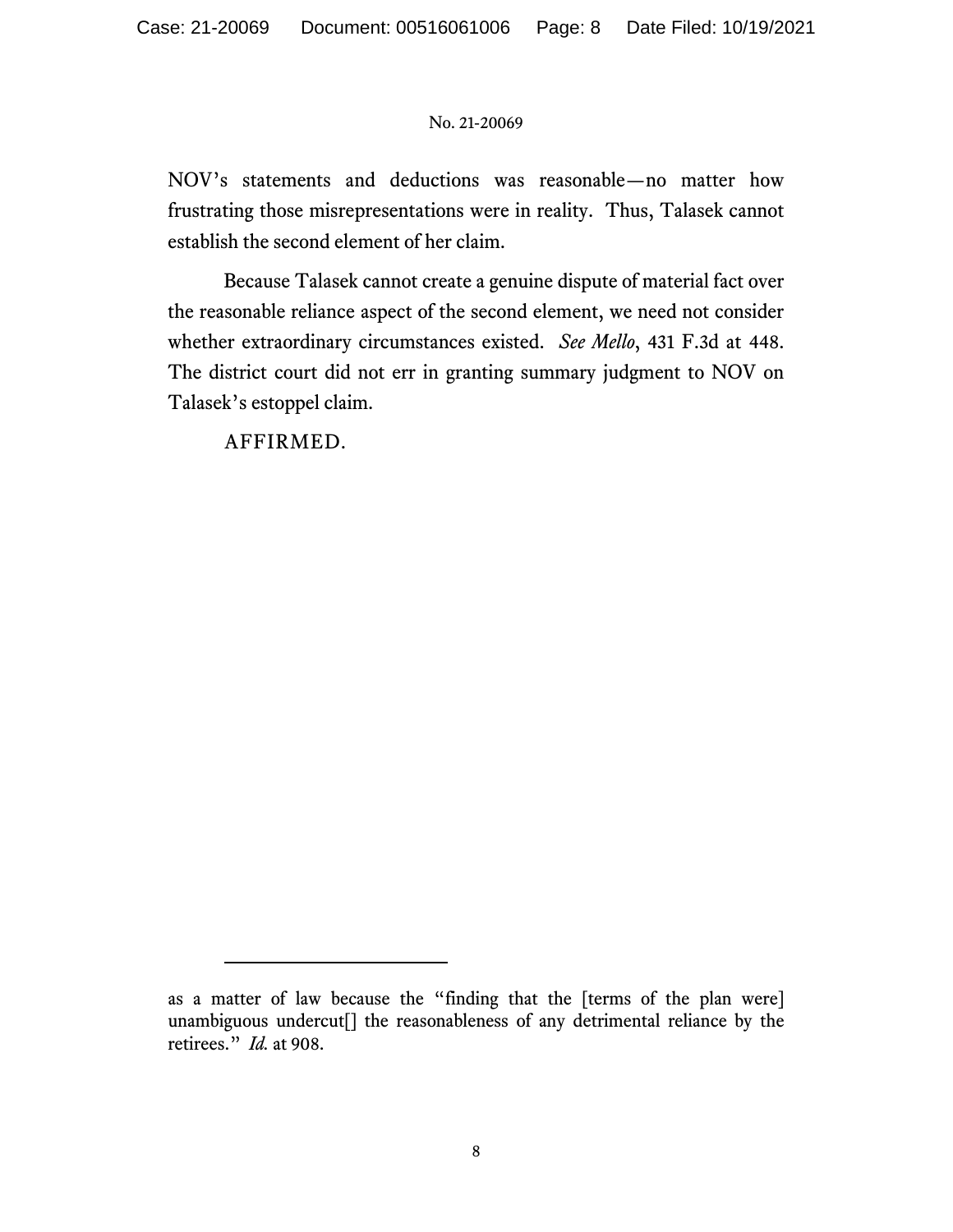NOV's statements and deductions was reasonable—no matter how frustrating those misrepresentations were in reality. Thus, Talasek cannot establish the second element of her claim.

Because Talasek cannot create a genuine dispute of material fact over the reasonable reliance aspect of the second element, we need not consider whether extraordinary circumstances existed. *See Mello*, 431 F.3d at 448. The district court did not err in granting summary judgment to NOV on Talasek's estoppel claim.

AFFIRMED.

---

as a matter of law because the "finding that the [terms of the plan were] unambiguous undercut[] the reasonableness of any detrimental reliance by the retirees." *Id.* at 908.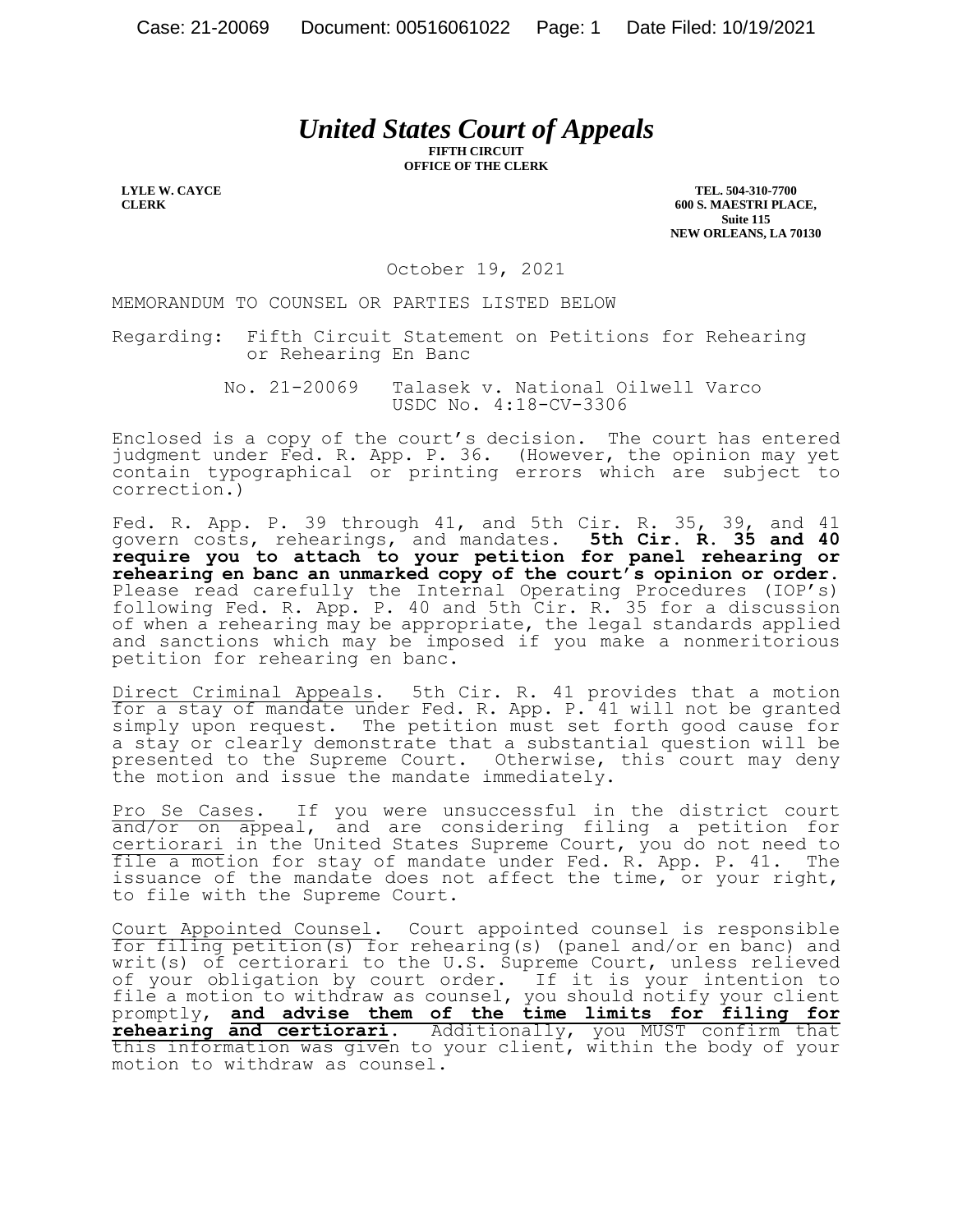# *United States Court of Appeals*

**FIFTH CIRCUIT**
**OFFICE OF THE CLERK**

**LYLE W. CAYCE**
**CLERK**

**TEL. 504-310-7700**
**600 S. MAESTRI PLACE,**
**Suite 115**
**NEW ORLEANS, LA 70130**

October 19, 2021

MEMORANDUM TO COUNSEL OR PARTIES LISTED BELOW

Regarding: Fifth Circuit Statement on Petitions for Rehearing or Rehearing En Banc

No. 21-20069 Talasek v. National Oilwell Varco
USDC No. 4:18-CV-3306

Enclosed is a copy of the court's decision. The court has entered judgment under Fed. R. App. P. 36. (However, the opinion may yet contain typographical or printing errors which are subject to correction.)

Fed. R. App. P. 39 through 41, and 5th Cir. R. 35, 39, and 41 govern costs, rehearings, and mandates. **5th Cir. R. 35 and 40 require you to attach to your petition for panel rehearing or rehearing en banc an unmarked copy of the court's opinion or order.** Please read carefully the Internal Operating Procedures (IOP's) following Fed. R. App. P. 40 and 5th Cir. R. 35 for a discussion of when a rehearing may be appropriate, the legal standards applied and sanctions which may be imposed if you make a nonmeritorious petition for rehearing en banc.

Direct Criminal Appeals. 5th Cir. R. 41 provides that a motion for a stay of mandate under Fed. R. App. P. 41 will not be granted simply upon request. The petition must set forth good cause for a stay or clearly demonstrate that a substantial question will be presented to the Supreme Court. Otherwise, this court may deny the motion and issue the mandate immediately.

Pro Se Cases. If you were unsuccessful in the district court and/or on appeal, and are considering filing a petition for certiorari in the United States Supreme Court, you do not need to file a motion for stay of mandate under Fed. R. App. P. 41. The issuance of the mandate does not affect the time, or your right, to file with the Supreme Court.

Court Appointed Counsel. Court appointed counsel is responsible for filing petition(s) for rehearing(s) (panel and/or en banc) and writ(s) of certiorari to the U.S. Supreme Court, unless relieved of your obligation by court order. If it is your intention to file a motion to withdraw as counsel, you should notify your client promptly, **and advise them of the time limits for filing for rehearing and certiorari**. Additionally, you MUST confirm that this information was given to your client, within the body of your motion to withdraw as counsel.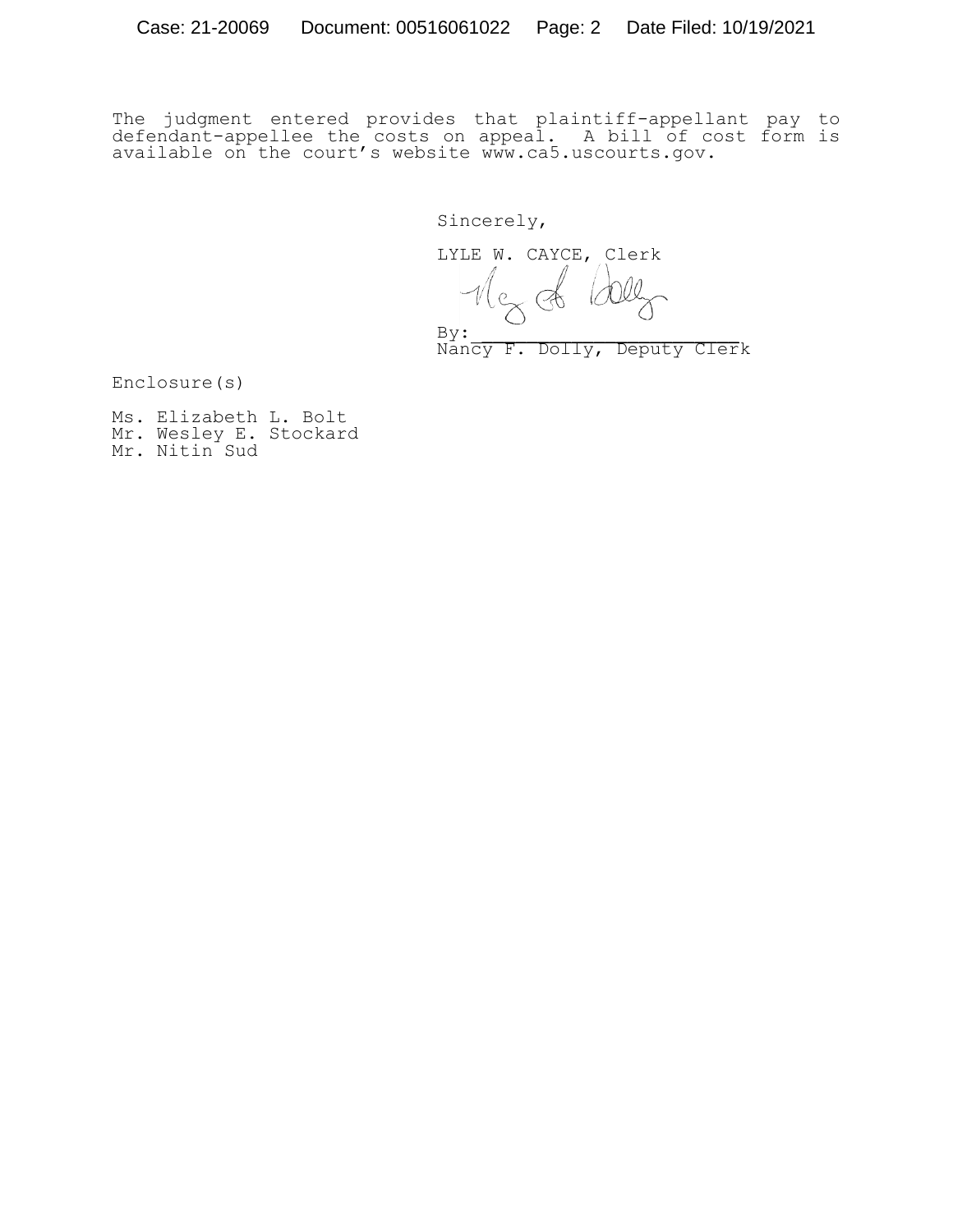The judgment entered provides that plaintiff-appellant pay to defendant-appellee the costs on appeal. A bill of cost form is available on the court's website www.ca5.uscourts.gov.

Sincerely,

LYLE W. CAYCE, Clerk

By: \_\_\_\_\_\_\_\_\_\_\_\_\_\_\_\_\_\_\_\_\_\_\_\_
Nancy F. Dolly, Deputy Clerk

Enclosure(s)

Ms. Elizabeth L. Bolt
Mr. Wesley E. Stockard
Mr. Nitin Sud